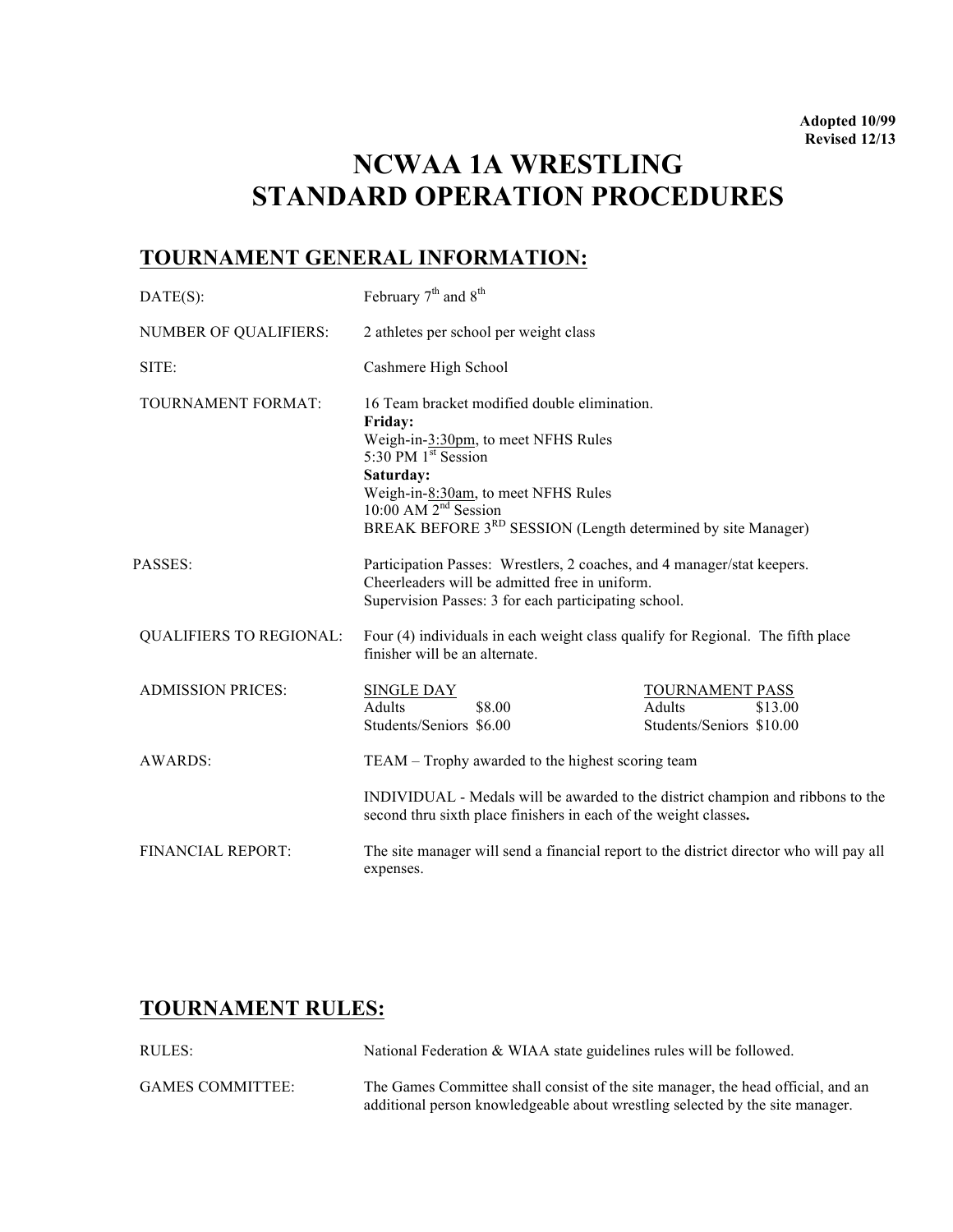**Adopted 10/99**
**Revised 12/13**

# NCWAA 1A WRESTLING
# STANDARD OPERATION PROCEDURES

## TOURNAMENT GENERAL INFORMATION:

DATE(S): February 7th and 8th

NUMBER OF QUALIFIERS: 2 athletes per school per weight class

SITE: Cashmere High School

TOURNAMENT FORMAT: 16 Team bracket modified double elimination.
**Friday:**
Weigh-in-3:30pm, to meet NFHS Rules
5:30 PM 1st Session
**Saturday:**
Weigh-in-8:30am, to meet NFHS Rules
10:00 AM 2nd Session
BREAK BEFORE 3RD SESSION (Length determined by site Manager)

PASSES: Participation Passes: Wrestlers, 2 coaches, and 4 manager/stat keepers.
Cheerleaders will be admitted free in uniform.
Supervision Passes: 3 for each participating school.

QUALIFIERS TO REGIONAL: Four (4) individuals in each weight class qualify for Regional. The fifth place finisher will be an alternate.

ADMISSION PRICES:

| SINGLE DAY | | TOURNAMENT PASS | |
|---|---|---|---|
| Adults | $8.00 | Adults | $13.00 |
| Students/Seniors | $6.00 | Students/Seniors | $10.00 |

AWARDS: TEAM – Trophy awarded to the highest scoring team

INDIVIDUAL - Medals will be awarded to the district champion and ribbons to the second thru sixth place finishers in each of the weight classes**.**

FINANCIAL REPORT: The site manager will send a financial report to the district director who will pay all expenses.

## TOURNAMENT RULES:

RULES: National Federation & WIAA state guidelines rules will be followed.

GAMES COMMITTEE: The Games Committee shall consist of the site manager, the head official, and an additional person knowledgeable about wrestling selected by the site manager.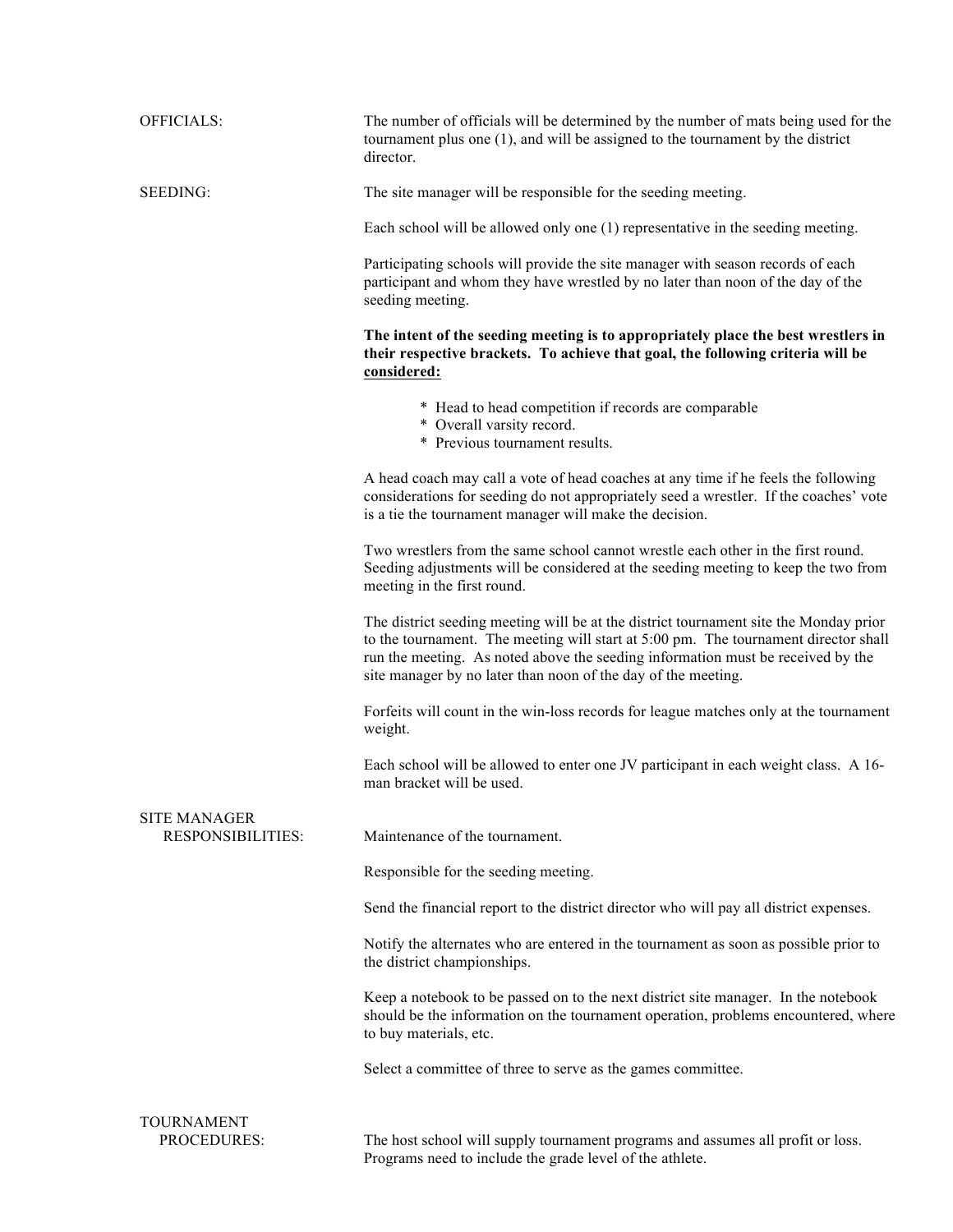**OFFICIALS:**

The number of officials will be determined by the number of mats being used for the tournament plus one (1), and will be assigned to the tournament by the district director.

**SEEDING:**

The site manager will be responsible for the seeding meeting.

Each school will be allowed only one (1) representative in the seeding meeting.

Participating schools will provide the site manager with season records of each participant and whom they have wrestled by no later than noon of the day of the seeding meeting.

**The intent of the seeding meeting is to appropriately place the best wrestlers in their respective brackets. To achieve that goal, the following criteria will be <u>considered:</u>**

* Head to head competition if records are comparable
* Overall varsity record.
* Previous tournament results.

A head coach may call a vote of head coaches at any time if he feels the following considerations for seeding do not appropriately seed a wrestler. If the coaches' vote is a tie the tournament manager will make the decision.

Two wrestlers from the same school cannot wrestle each other in the first round. Seeding adjustments will be considered at the seeding meeting to keep the two from meeting in the first round.

The district seeding meeting will be at the district tournament site the Monday prior to the tournament. The meeting will start at 5:00 pm. The tournament director shall run the meeting. As noted above the seeding information must be received by the site manager by no later than noon of the day of the meeting.

Forfeits will count in the win-loss records for league matches only at the tournament weight.

Each school will be allowed to enter one JV participant in each weight class. A 16-man bracket will be used.

**SITE MANAGER RESPONSIBILITIES:**

Maintenance of the tournament.

Responsible for the seeding meeting.

Send the financial report to the district director who will pay all district expenses.

Notify the alternates who are entered in the tournament as soon as possible prior to the district championships.

Keep a notebook to be passed on to the next district site manager. In the notebook should be the information on the tournament operation, problems encountered, where to buy materials, etc.

Select a committee of three to serve as the games committee.

**TOURNAMENT PROCEDURES:**

The host school will supply tournament programs and assumes all profit or loss. Programs need to include the grade level of the athlete.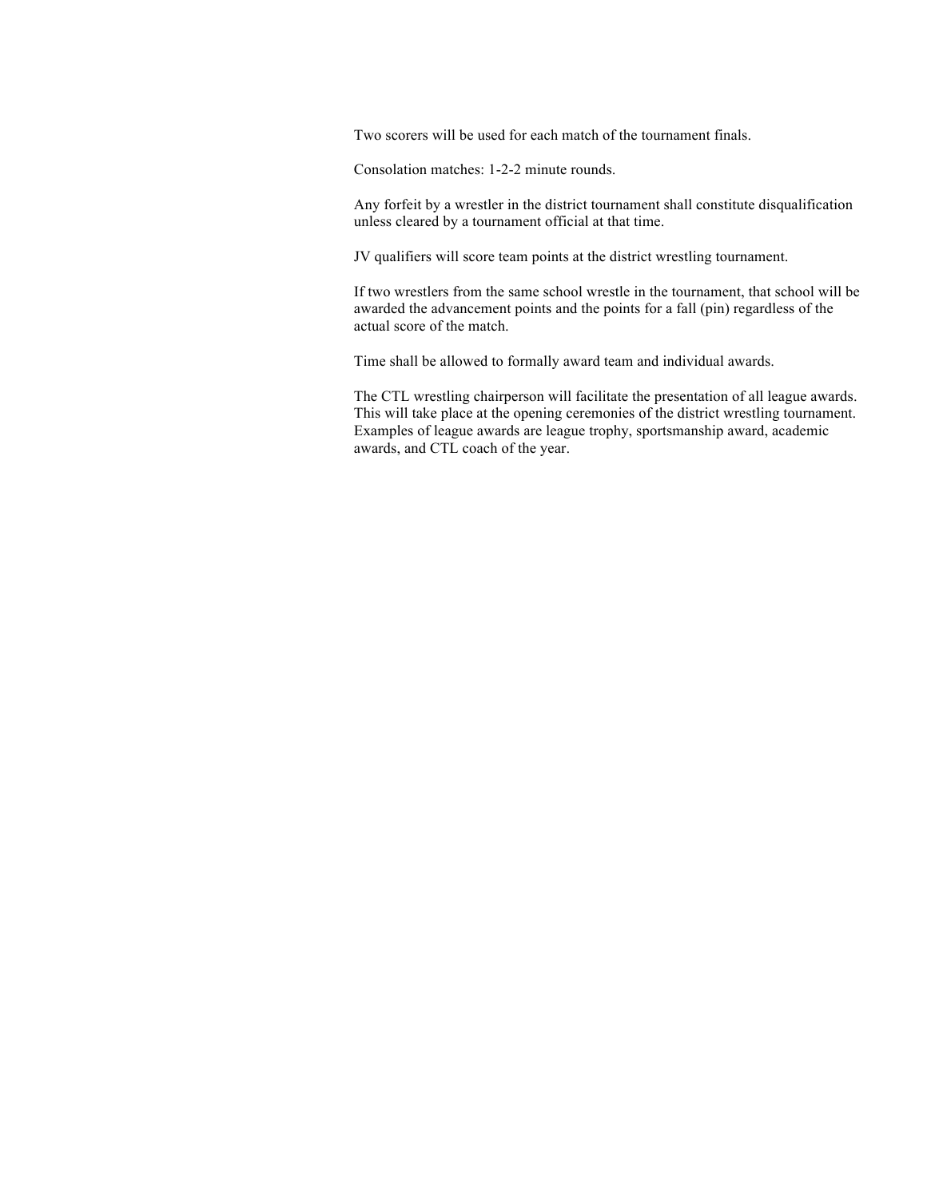Two scorers will be used for each match of the tournament finals.

Consolation matches: 1-2-2 minute rounds.

Any forfeit by a wrestler in the district tournament shall constitute disqualification unless cleared by a tournament official at that time.

JV qualifiers will score team points at the district wrestling tournament.

If two wrestlers from the same school wrestle in the tournament, that school will be awarded the advancement points and the points for a fall (pin) regardless of the actual score of the match.

Time shall be allowed to formally award team and individual awards.

The CTL wrestling chairperson will facilitate the presentation of all league awards. This will take place at the opening ceremonies of the district wrestling tournament. Examples of league awards are league trophy, sportsmanship award, academic awards, and CTL coach of the year.